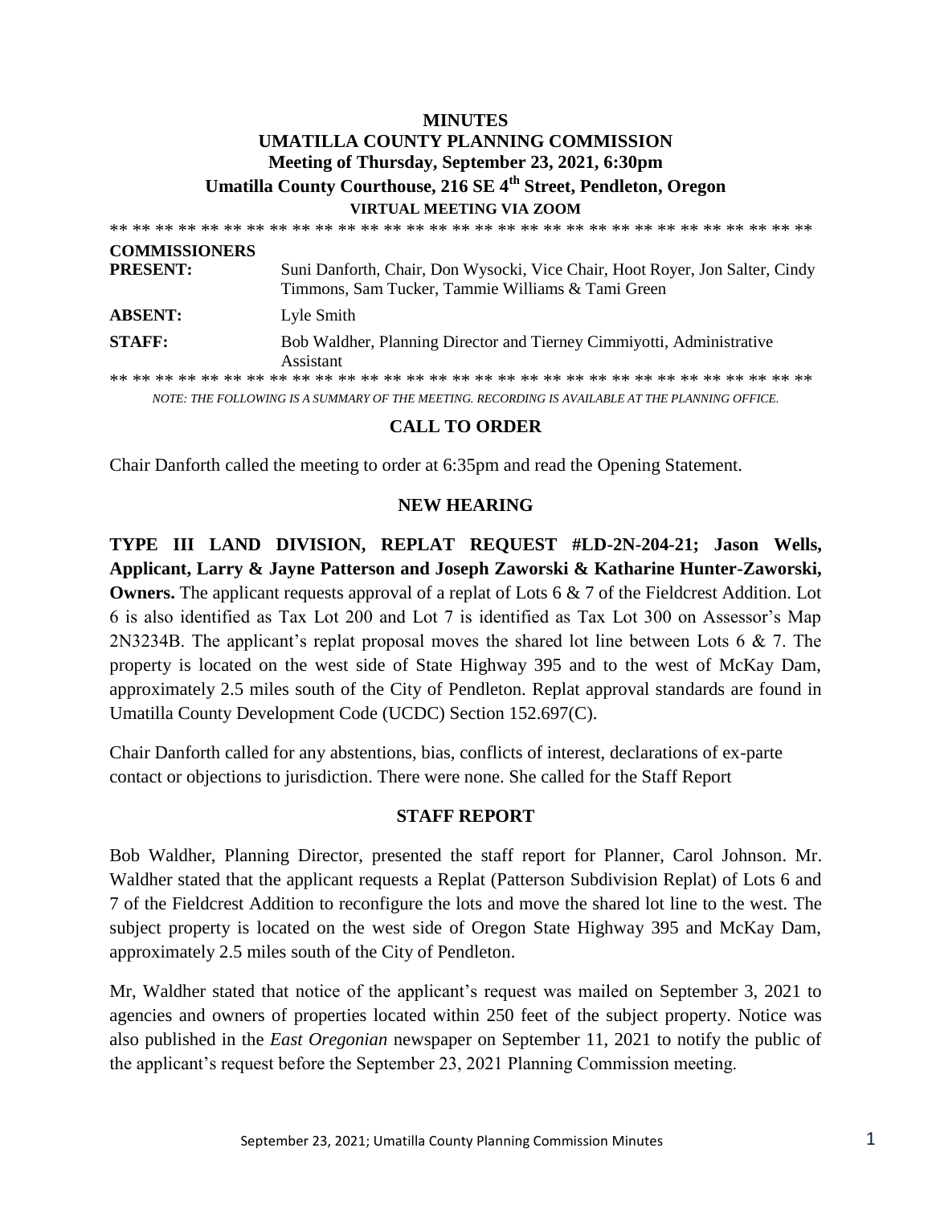# MINUTES

# UMATILLA COUNTY PLANNING COMMISSION

## Meeting of Thursday, September 23, 2021, 6:30pm

## Umatilla County Courthouse, 216 SE 4th Street, Pendleton, Oregon

**VIRTUAL MEETING VIA ZOOM**

** ** ** ** ** ** ** ** ** ** ** ** ** ** ** ** ** ** ** ** ** ** ** ** ** ** ** ** ** ** ** ** ** ** ** **

| | |
|---|---|
| **COMMISSIONERS PRESENT:** | Suni Danforth, Chair, Don Wysocki, Vice Chair, Hoot Royer, Jon Salter, Cindy Timmons, Sam Tucker, Tammie Williams & Tami Green |
| **ABSENT:** | Lyle Smith |
| **STAFF:** | Bob Waldher, Planning Director and Tierney Cimmiyotti, Administrative Assistant |

** ** ** ** ** ** ** ** ** ** ** ** ** ** ** ** ** ** ** ** ** ** ** ** ** ** ** ** ** ** ** ** ** ** ** **

*NOTE: THE FOLLOWING IS A SUMMARY OF THE MEETING. RECORDING IS AVAILABLE AT THE PLANNING OFFICE.*

## CALL TO ORDER

Chair Danforth called the meeting to order at 6:35pm and read the Opening Statement.

## NEW HEARING

**TYPE III LAND DIVISION, REPLAT REQUEST #LD-2N-204-21; Jason Wells, Applicant, Larry & Jayne Patterson and Joseph Zaworski & Katharine Hunter-Zaworski, Owners.** The applicant requests approval of a replat of Lots 6 & 7 of the Fieldcrest Addition. Lot 6 is also identified as Tax Lot 200 and Lot 7 is identified as Tax Lot 300 on Assessor's Map 2N3234B. The applicant's replat proposal moves the shared lot line between Lots 6 & 7. The property is located on the west side of State Highway 395 and to the west of McKay Dam, approximately 2.5 miles south of the City of Pendleton. Replat approval standards are found in Umatilla County Development Code (UCDC) Section 152.697(C).

Chair Danforth called for any abstentions, bias, conflicts of interest, declarations of ex-parte contact or objections to jurisdiction. There were none. She called for the Staff Report

## STAFF REPORT

Bob Waldher, Planning Director, presented the staff report for Planner, Carol Johnson. Mr. Waldher stated that the applicant requests a Replat (Patterson Subdivision Replat) of Lots 6 and 7 of the Fieldcrest Addition to reconfigure the lots and move the shared lot line to the west. The subject property is located on the west side of Oregon State Highway 395 and McKay Dam, approximately 2.5 miles south of the City of Pendleton.

Mr, Waldher stated that notice of the applicant's request was mailed on September 3, 2021 to agencies and owners of properties located within 250 feet of the subject property. Notice was also published in the *East Oregonian* newspaper on September 11, 2021 to notify the public of the applicant's request before the September 23, 2021 Planning Commission meeting.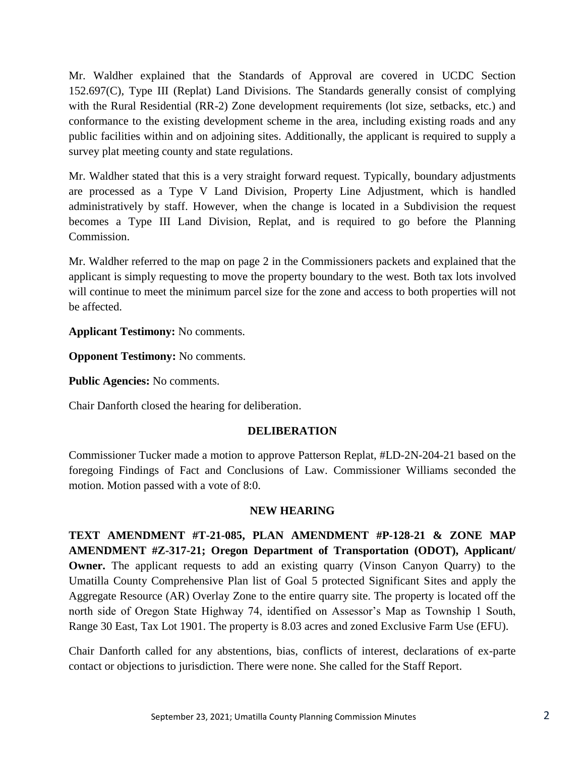Mr. Waldher explained that the Standards of Approval are covered in UCDC Section 152.697(C), Type III (Replat) Land Divisions. The Standards generally consist of complying with the Rural Residential (RR-2) Zone development requirements (lot size, setbacks, etc.) and conformance to the existing development scheme in the area, including existing roads and any public facilities within and on adjoining sites. Additionally, the applicant is required to supply a survey plat meeting county and state regulations.

Mr. Waldher stated that this is a very straight forward request. Typically, boundary adjustments are processed as a Type V Land Division, Property Line Adjustment, which is handled administratively by staff. However, when the change is located in a Subdivision the request becomes a Type III Land Division, Replat, and is required to go before the Planning Commission.

Mr. Waldher referred to the map on page 2 in the Commissioners packets and explained that the applicant is simply requesting to move the property boundary to the west. Both tax lots involved will continue to meet the minimum parcel size for the zone and access to both properties will not be affected.

**Applicant Testimony:** No comments.

**Opponent Testimony:** No comments.

**Public Agencies:** No comments.

Chair Danforth closed the hearing for deliberation.

## DELIBERATION

Commissioner Tucker made a motion to approve Patterson Replat, #LD-2N-204-21 based on the foregoing Findings of Fact and Conclusions of Law. Commissioner Williams seconded the motion. Motion passed with a vote of 8:0.

## NEW HEARING

**TEXT AMENDMENT #T-21-085, PLAN AMENDMENT #P-128-21 & ZONE MAP AMENDMENT #Z-317-21; Oregon Department of Transportation (ODOT), Applicant/ Owner.** The applicant requests to add an existing quarry (Vinson Canyon Quarry) to the Umatilla County Comprehensive Plan list of Goal 5 protected Significant Sites and apply the Aggregate Resource (AR) Overlay Zone to the entire quarry site. The property is located off the north side of Oregon State Highway 74, identified on Assessor's Map as Township 1 South, Range 30 East, Tax Lot 1901. The property is 8.03 acres and zoned Exclusive Farm Use (EFU).

Chair Danforth called for any abstentions, bias, conflicts of interest, declarations of ex-parte contact or objections to jurisdiction. There were none. She called for the Staff Report.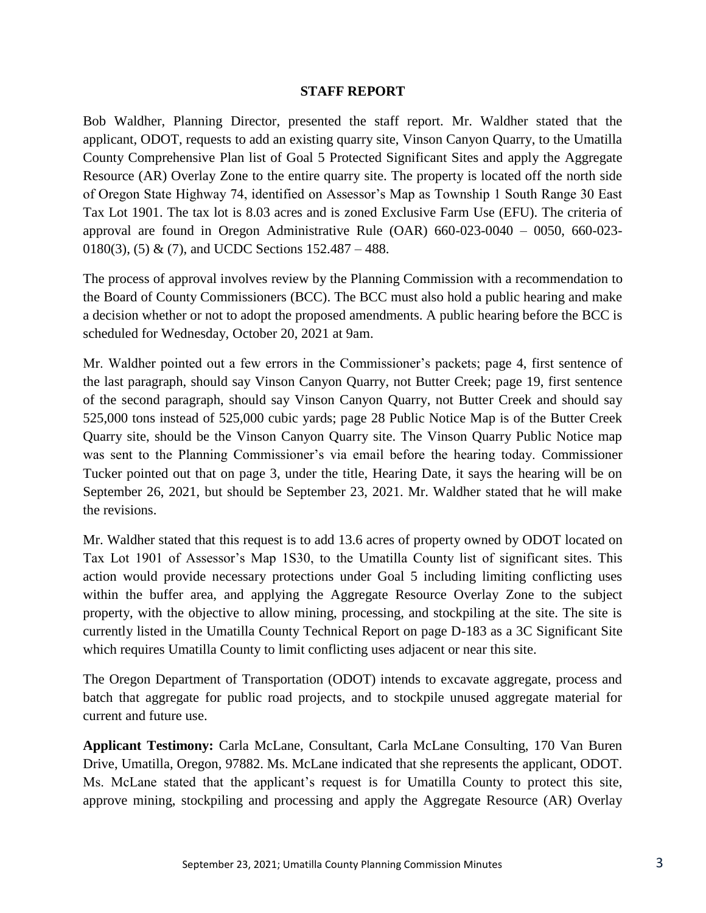## STAFF REPORT

Bob Waldher, Planning Director, presented the staff report. Mr. Waldher stated that the applicant, ODOT, requests to add an existing quarry site, Vinson Canyon Quarry, to the Umatilla County Comprehensive Plan list of Goal 5 Protected Significant Sites and apply the Aggregate Resource (AR) Overlay Zone to the entire quarry site. The property is located off the north side of Oregon State Highway 74, identified on Assessor's Map as Township 1 South Range 30 East Tax Lot 1901. The tax lot is 8.03 acres and is zoned Exclusive Farm Use (EFU). The criteria of approval are found in Oregon Administrative Rule (OAR) 660-023-0040 – 0050, 660-023-0180(3), (5) & (7), and UCDC Sections 152.487 – 488.

The process of approval involves review by the Planning Commission with a recommendation to the Board of County Commissioners (BCC). The BCC must also hold a public hearing and make a decision whether or not to adopt the proposed amendments. A public hearing before the BCC is scheduled for Wednesday, October 20, 2021 at 9am.

Mr. Waldher pointed out a few errors in the Commissioner's packets; page 4, first sentence of the last paragraph, should say Vinson Canyon Quarry, not Butter Creek; page 19, first sentence of the second paragraph, should say Vinson Canyon Quarry, not Butter Creek and should say 525,000 tons instead of 525,000 cubic yards; page 28 Public Notice Map is of the Butter Creek Quarry site, should be the Vinson Canyon Quarry site. The Vinson Quarry Public Notice map was sent to the Planning Commissioner's via email before the hearing today. Commissioner Tucker pointed out that on page 3, under the title, Hearing Date, it says the hearing will be on September 26, 2021, but should be September 23, 2021. Mr. Waldher stated that he will make the revisions.

Mr. Waldher stated that this request is to add 13.6 acres of property owned by ODOT located on Tax Lot 1901 of Assessor's Map 1S30, to the Umatilla County list of significant sites. This action would provide necessary protections under Goal 5 including limiting conflicting uses within the buffer area, and applying the Aggregate Resource Overlay Zone to the subject property, with the objective to allow mining, processing, and stockpiling at the site. The site is currently listed in the Umatilla County Technical Report on page D-183 as a 3C Significant Site which requires Umatilla County to limit conflicting uses adjacent or near this site.

The Oregon Department of Transportation (ODOT) intends to excavate aggregate, process and batch that aggregate for public road projects, and to stockpile unused aggregate material for current and future use.

**Applicant Testimony:** Carla McLane, Consultant, Carla McLane Consulting, 170 Van Buren Drive, Umatilla, Oregon, 97882. Ms. McLane indicated that she represents the applicant, ODOT. Ms. McLane stated that the applicant's request is for Umatilla County to protect this site, approve mining, stockpiling and processing and apply the Aggregate Resource (AR) Overlay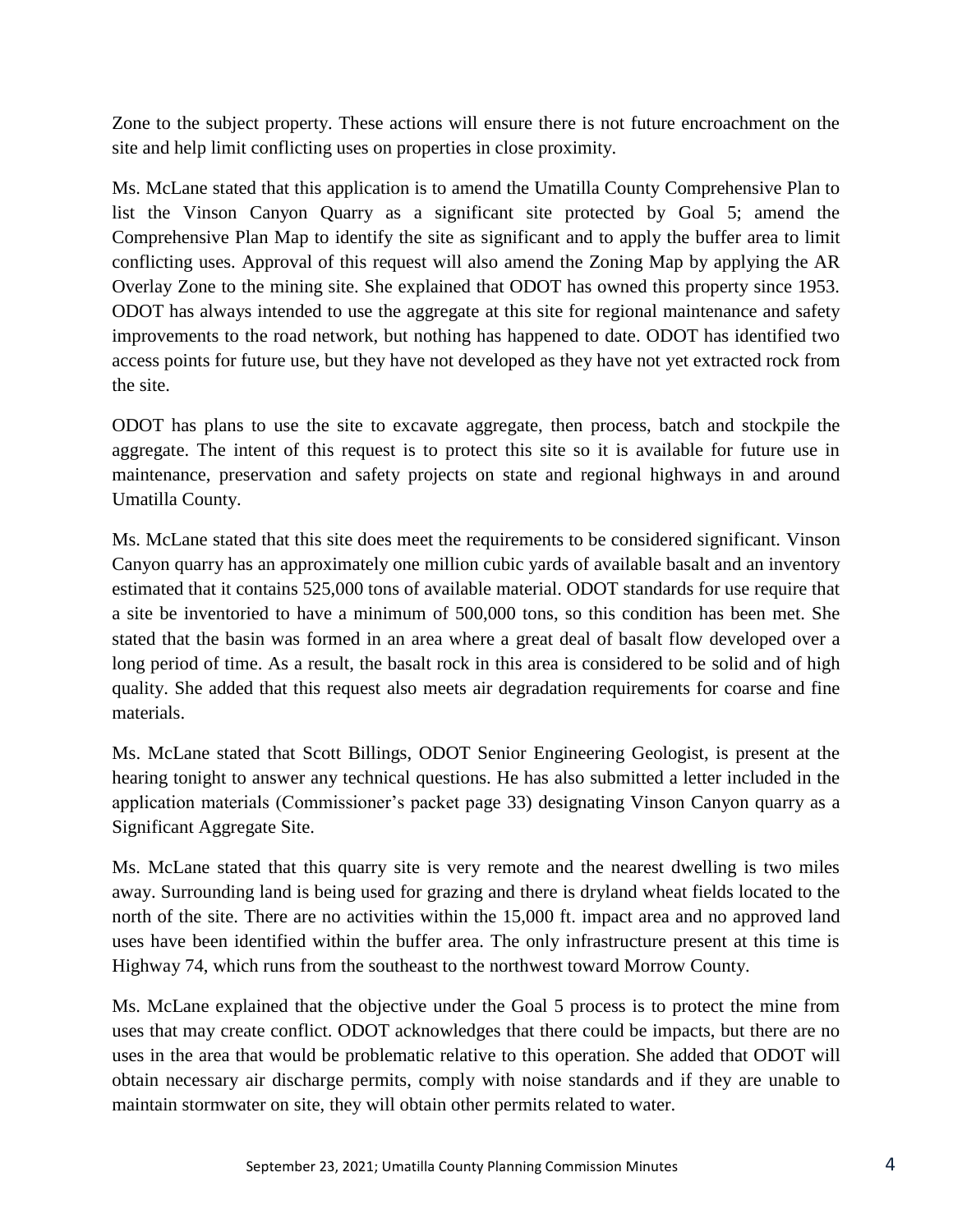Zone to the subject property. These actions will ensure there is not future encroachment on the site and help limit conflicting uses on properties in close proximity.

Ms. McLane stated that this application is to amend the Umatilla County Comprehensive Plan to list the Vinson Canyon Quarry as a significant site protected by Goal 5; amend the Comprehensive Plan Map to identify the site as significant and to apply the buffer area to limit conflicting uses. Approval of this request will also amend the Zoning Map by applying the AR Overlay Zone to the mining site. She explained that ODOT has owned this property since 1953. ODOT has always intended to use the aggregate at this site for regional maintenance and safety improvements to the road network, but nothing has happened to date. ODOT has identified two access points for future use, but they have not developed as they have not yet extracted rock from the site.

ODOT has plans to use the site to excavate aggregate, then process, batch and stockpile the aggregate. The intent of this request is to protect this site so it is available for future use in maintenance, preservation and safety projects on state and regional highways in and around Umatilla County.

Ms. McLane stated that this site does meet the requirements to be considered significant. Vinson Canyon quarry has an approximately one million cubic yards of available basalt and an inventory estimated that it contains 525,000 tons of available material. ODOT standards for use require that a site be inventoried to have a minimum of 500,000 tons, so this condition has been met. She stated that the basin was formed in an area where a great deal of basalt flow developed over a long period of time. As a result, the basalt rock in this area is considered to be solid and of high quality. She added that this request also meets air degradation requirements for coarse and fine materials.

Ms. McLane stated that Scott Billings, ODOT Senior Engineering Geologist, is present at the hearing tonight to answer any technical questions. He has also submitted a letter included in the application materials (Commissioner's packet page 33) designating Vinson Canyon quarry as a Significant Aggregate Site.

Ms. McLane stated that this quarry site is very remote and the nearest dwelling is two miles away. Surrounding land is being used for grazing and there is dryland wheat fields located to the north of the site. There are no activities within the 15,000 ft. impact area and no approved land uses have been identified within the buffer area. The only infrastructure present at this time is Highway 74, which runs from the southeast to the northwest toward Morrow County.

Ms. McLane explained that the objective under the Goal 5 process is to protect the mine from uses that may create conflict. ODOT acknowledges that there could be impacts, but there are no uses in the area that would be problematic relative to this operation. She added that ODOT will obtain necessary air discharge permits, comply with noise standards and if they are unable to maintain stormwater on site, they will obtain other permits related to water.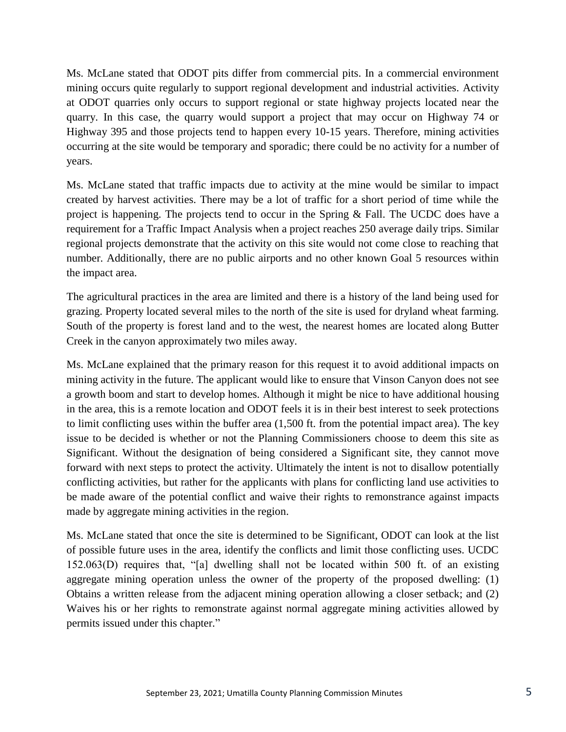Ms. McLane stated that ODOT pits differ from commercial pits. In a commercial environment mining occurs quite regularly to support regional development and industrial activities. Activity at ODOT quarries only occurs to support regional or state highway projects located near the quarry. In this case, the quarry would support a project that may occur on Highway 74 or Highway 395 and those projects tend to happen every 10-15 years. Therefore, mining activities occurring at the site would be temporary and sporadic; there could be no activity for a number of years.

Ms. McLane stated that traffic impacts due to activity at the mine would be similar to impact created by harvest activities. There may be a lot of traffic for a short period of time while the project is happening. The projects tend to occur in the Spring & Fall. The UCDC does have a requirement for a Traffic Impact Analysis when a project reaches 250 average daily trips. Similar regional projects demonstrate that the activity on this site would not come close to reaching that number. Additionally, there are no public airports and no other known Goal 5 resources within the impact area.

The agricultural practices in the area are limited and there is a history of the land being used for grazing. Property located several miles to the north of the site is used for dryland wheat farming. South of the property is forest land and to the west, the nearest homes are located along Butter Creek in the canyon approximately two miles away.

Ms. McLane explained that the primary reason for this request it to avoid additional impacts on mining activity in the future. The applicant would like to ensure that Vinson Canyon does not see a growth boom and start to develop homes. Although it might be nice to have additional housing in the area, this is a remote location and ODOT feels it is in their best interest to seek protections to limit conflicting uses within the buffer area (1,500 ft. from the potential impact area). The key issue to be decided is whether or not the Planning Commissioners choose to deem this site as Significant. Without the designation of being considered a Significant site, they cannot move forward with next steps to protect the activity. Ultimately the intent is not to disallow potentially conflicting activities, but rather for the applicants with plans for conflicting land use activities to be made aware of the potential conflict and waive their rights to remonstrance against impacts made by aggregate mining activities in the region.

Ms. McLane stated that once the site is determined to be Significant, ODOT can look at the list of possible future uses in the area, identify the conflicts and limit those conflicting uses. UCDC 152.063(D) requires that, "[a] dwelling shall not be located within 500 ft. of an existing aggregate mining operation unless the owner of the property of the proposed dwelling: (1) Obtains a written release from the adjacent mining operation allowing a closer setback; and (2) Waives his or her rights to remonstrate against normal aggregate mining activities allowed by permits issued under this chapter."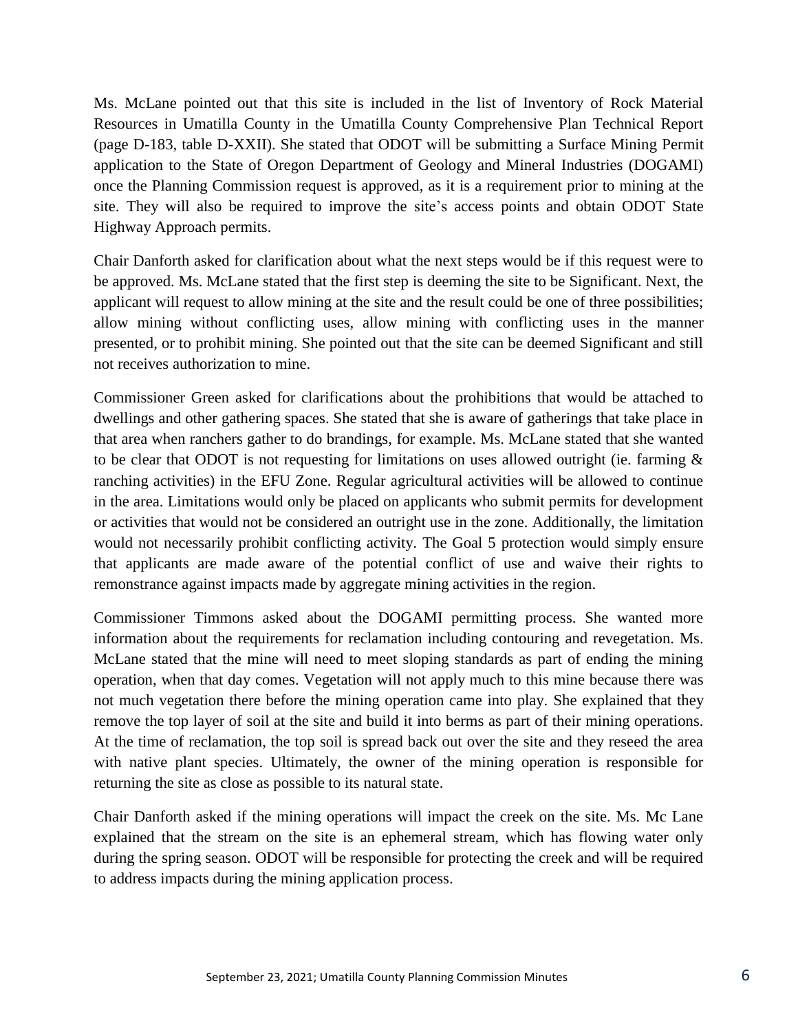Ms. McLane pointed out that this site is included in the list of Inventory of Rock Material Resources in Umatilla County in the Umatilla County Comprehensive Plan Technical Report (page D-183, table D-XXII). She stated that ODOT will be submitting a Surface Mining Permit application to the State of Oregon Department of Geology and Mineral Industries (DOGAMI) once the Planning Commission request is approved, as it is a requirement prior to mining at the site. They will also be required to improve the site's access points and obtain ODOT State Highway Approach permits.

Chair Danforth asked for clarification about what the next steps would be if this request were to be approved. Ms. McLane stated that the first step is deeming the site to be Significant. Next, the applicant will request to allow mining at the site and the result could be one of three possibilities; allow mining without conflicting uses, allow mining with conflicting uses in the manner presented, or to prohibit mining. She pointed out that the site can be deemed Significant and still not receives authorization to mine.

Commissioner Green asked for clarifications about the prohibitions that would be attached to dwellings and other gathering spaces. She stated that she is aware of gatherings that take place in that area when ranchers gather to do brandings, for example. Ms. McLane stated that she wanted to be clear that ODOT is not requesting for limitations on uses allowed outright (ie. farming & ranching activities) in the EFU Zone. Regular agricultural activities will be allowed to continue in the area. Limitations would only be placed on applicants who submit permits for development or activities that would not be considered an outright use in the zone. Additionally, the limitation would not necessarily prohibit conflicting activity. The Goal 5 protection would simply ensure that applicants are made aware of the potential conflict of use and waive their rights to remonstrance against impacts made by aggregate mining activities in the region.

Commissioner Timmons asked about the DOGAMI permitting process. She wanted more information about the requirements for reclamation including contouring and revegetation. Ms. McLane stated that the mine will need to meet sloping standards as part of ending the mining operation, when that day comes. Vegetation will not apply much to this mine because there was not much vegetation there before the mining operation came into play. She explained that they remove the top layer of soil at the site and build it into berms as part of their mining operations. At the time of reclamation, the top soil is spread back out over the site and they reseed the area with native plant species. Ultimately, the owner of the mining operation is responsible for returning the site as close as possible to its natural state.

Chair Danforth asked if the mining operations will impact the creek on the site. Ms. Mc Lane explained that the stream on the site is an ephemeral stream, which has flowing water only during the spring season. ODOT will be responsible for protecting the creek and will be required to address impacts during the mining application process.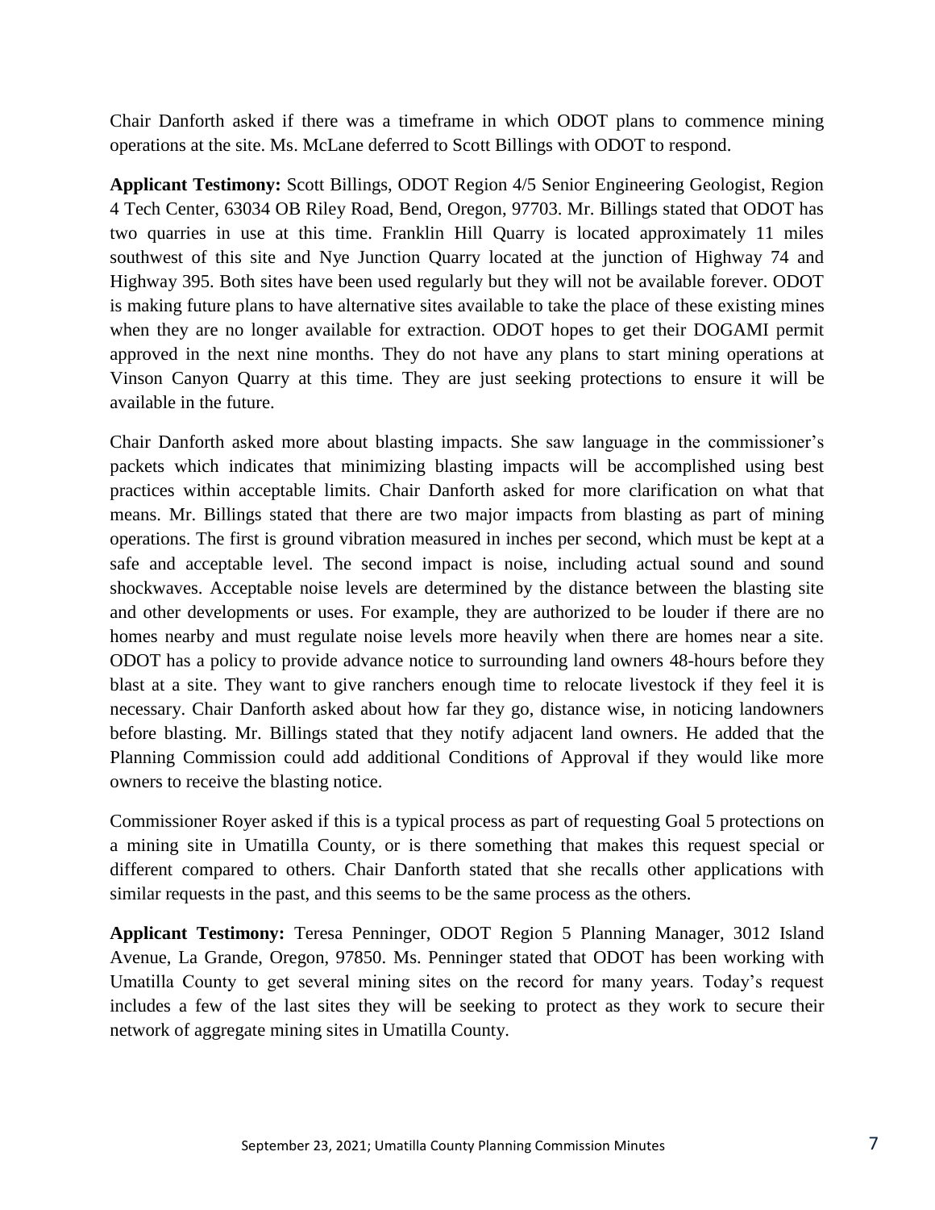Chair Danforth asked if there was a timeframe in which ODOT plans to commence mining operations at the site. Ms. McLane deferred to Scott Billings with ODOT to respond.

**Applicant Testimony:** Scott Billings, ODOT Region 4/5 Senior Engineering Geologist, Region 4 Tech Center, 63034 OB Riley Road, Bend, Oregon, 97703. Mr. Billings stated that ODOT has two quarries in use at this time. Franklin Hill Quarry is located approximately 11 miles southwest of this site and Nye Junction Quarry located at the junction of Highway 74 and Highway 395. Both sites have been used regularly but they will not be available forever. ODOT is making future plans to have alternative sites available to take the place of these existing mines when they are no longer available for extraction. ODOT hopes to get their DOGAMI permit approved in the next nine months. They do not have any plans to start mining operations at Vinson Canyon Quarry at this time. They are just seeking protections to ensure it will be available in the future.

Chair Danforth asked more about blasting impacts. She saw language in the commissioner's packets which indicates that minimizing blasting impacts will be accomplished using best practices within acceptable limits. Chair Danforth asked for more clarification on what that means. Mr. Billings stated that there are two major impacts from blasting as part of mining operations. The first is ground vibration measured in inches per second, which must be kept at a safe and acceptable level. The second impact is noise, including actual sound and sound shockwaves. Acceptable noise levels are determined by the distance between the blasting site and other developments or uses. For example, they are authorized to be louder if there are no homes nearby and must regulate noise levels more heavily when there are homes near a site. ODOT has a policy to provide advance notice to surrounding land owners 48-hours before they blast at a site. They want to give ranchers enough time to relocate livestock if they feel it is necessary. Chair Danforth asked about how far they go, distance wise, in noticing landowners before blasting. Mr. Billings stated that they notify adjacent land owners. He added that the Planning Commission could add additional Conditions of Approval if they would like more owners to receive the blasting notice.

Commissioner Royer asked if this is a typical process as part of requesting Goal 5 protections on a mining site in Umatilla County, or is there something that makes this request special or different compared to others. Chair Danforth stated that she recalls other applications with similar requests in the past, and this seems to be the same process as the others.

**Applicant Testimony:** Teresa Penninger, ODOT Region 5 Planning Manager, 3012 Island Avenue, La Grande, Oregon, 97850. Ms. Penninger stated that ODOT has been working with Umatilla County to get several mining sites on the record for many years. Today's request includes a few of the last sites they will be seeking to protect as they work to secure their network of aggregate mining sites in Umatilla County.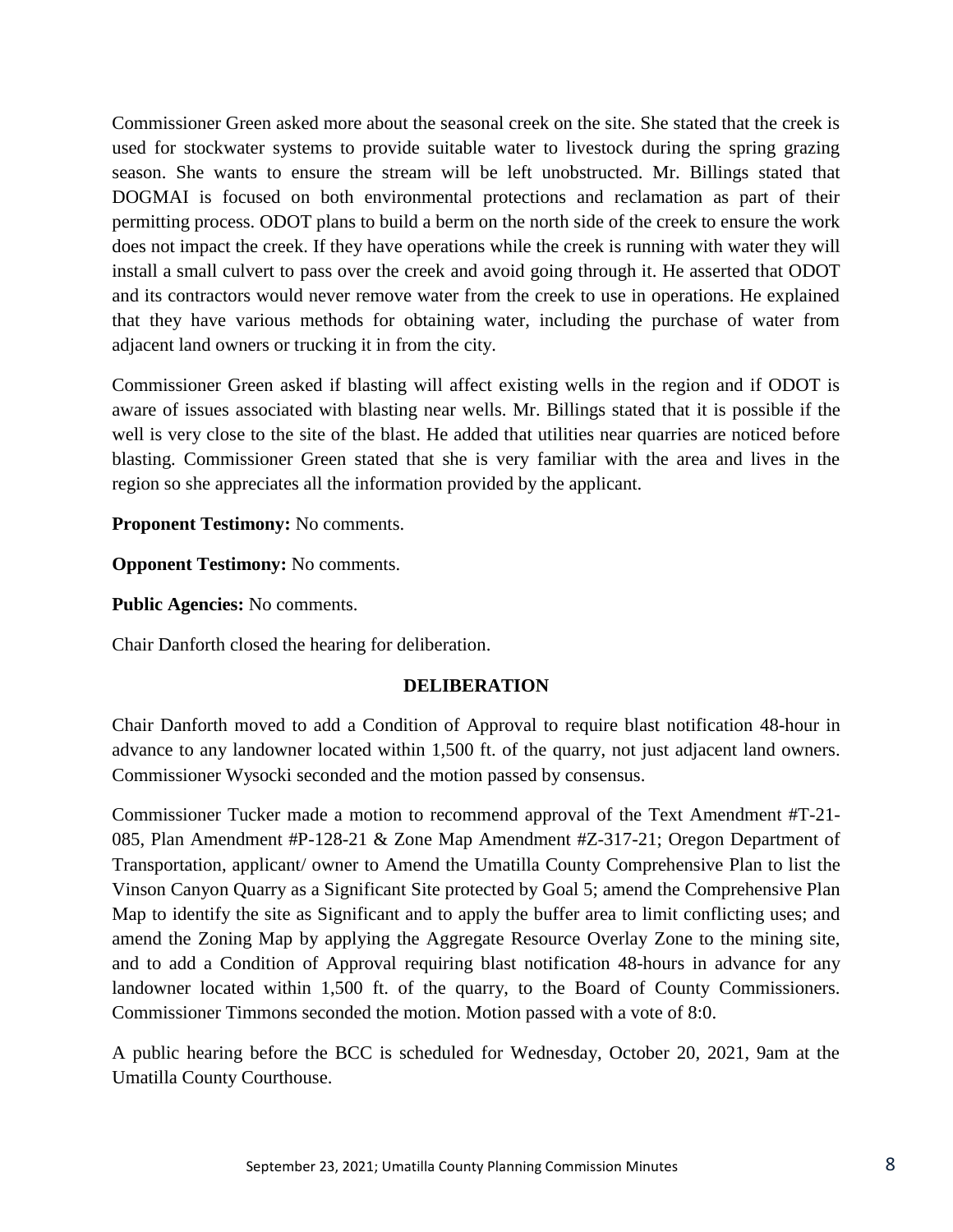Commissioner Green asked more about the seasonal creek on the site. She stated that the creek is used for stockwater systems to provide suitable water to livestock during the spring grazing season. She wants to ensure the stream will be left unobstructed. Mr. Billings stated that DOGMAI is focused on both environmental protections and reclamation as part of their permitting process. ODOT plans to build a berm on the north side of the creek to ensure the work does not impact the creek. If they have operations while the creek is running with water they will install a small culvert to pass over the creek and avoid going through it. He asserted that ODOT and its contractors would never remove water from the creek to use in operations. He explained that they have various methods for obtaining water, including the purchase of water from adjacent land owners or trucking it in from the city.

Commissioner Green asked if blasting will affect existing wells in the region and if ODOT is aware of issues associated with blasting near wells. Mr. Billings stated that it is possible if the well is very close to the site of the blast. He added that utilities near quarries are noticed before blasting. Commissioner Green stated that she is very familiar with the area and lives in the region so she appreciates all the information provided by the applicant.

**Proponent Testimony:** No comments.

**Opponent Testimony:** No comments.

**Public Agencies:** No comments.

Chair Danforth closed the hearing for deliberation.

## DELIBERATION

Chair Danforth moved to add a Condition of Approval to require blast notification 48-hour in advance to any landowner located within 1,500 ft. of the quarry, not just adjacent land owners. Commissioner Wysocki seconded and the motion passed by consensus.

Commissioner Tucker made a motion to recommend approval of the Text Amendment #T-21-085, Plan Amendment #P-128-21 & Zone Map Amendment #Z-317-21; Oregon Department of Transportation, applicant/ owner to Amend the Umatilla County Comprehensive Plan to list the Vinson Canyon Quarry as a Significant Site protected by Goal 5; amend the Comprehensive Plan Map to identify the site as Significant and to apply the buffer area to limit conflicting uses; and amend the Zoning Map by applying the Aggregate Resource Overlay Zone to the mining site, and to add a Condition of Approval requiring blast notification 48-hours in advance for any landowner located within 1,500 ft. of the quarry, to the Board of County Commissioners. Commissioner Timmons seconded the motion. Motion passed with a vote of 8:0.

A public hearing before the BCC is scheduled for Wednesday, October 20, 2021, 9am at the Umatilla County Courthouse.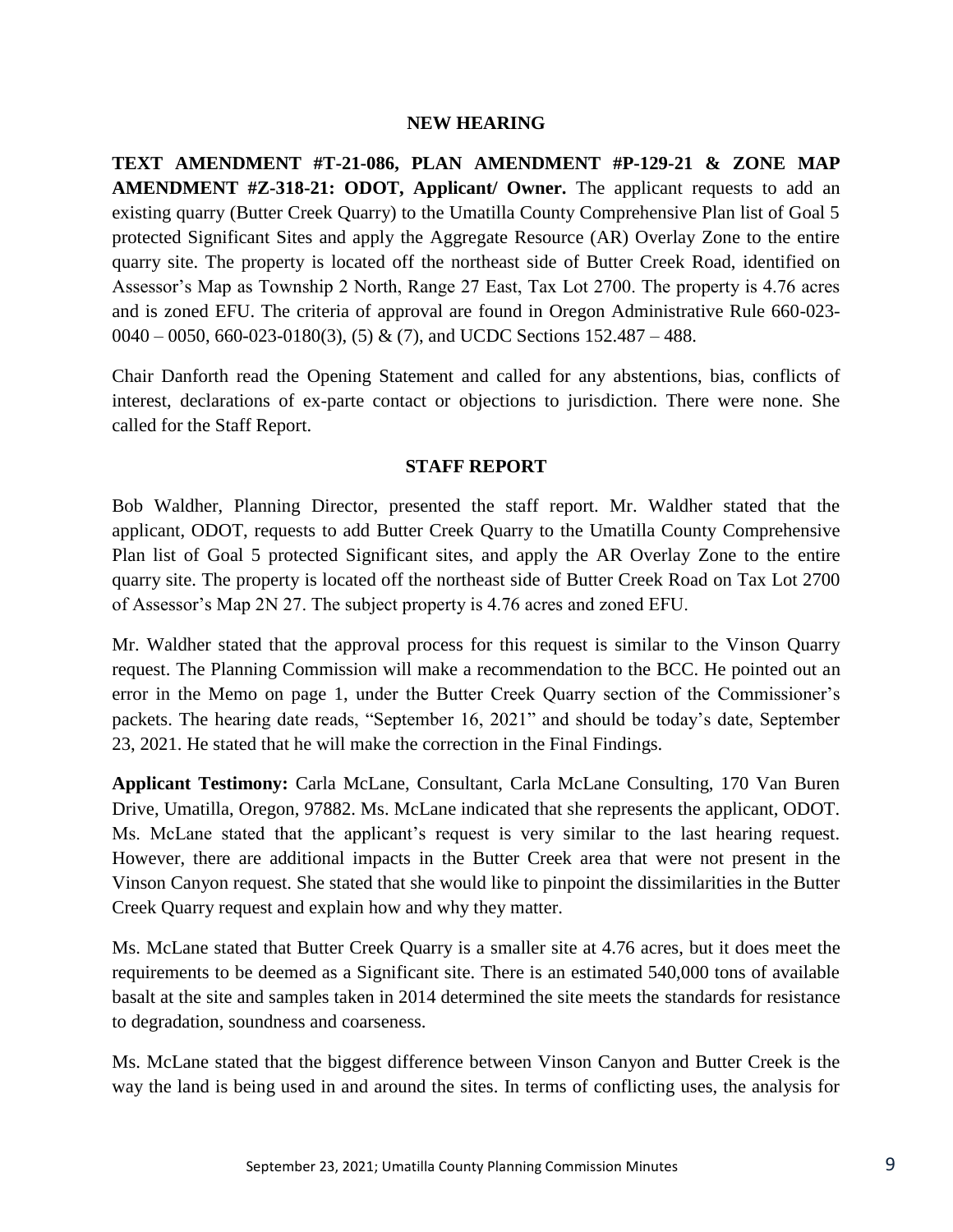## NEW HEARING

**TEXT AMENDMENT #T-21-086, PLAN AMENDMENT #P-129-21 & ZONE MAP AMENDMENT #Z-318-21: ODOT, Applicant/ Owner.** The applicant requests to add an existing quarry (Butter Creek Quarry) to the Umatilla County Comprehensive Plan list of Goal 5 protected Significant Sites and apply the Aggregate Resource (AR) Overlay Zone to the entire quarry site. The property is located off the northeast side of Butter Creek Road, identified on Assessor's Map as Township 2 North, Range 27 East, Tax Lot 2700. The property is 4.76 acres and is zoned EFU. The criteria of approval are found in Oregon Administrative Rule 660-023-0040 – 0050, 660-023-0180(3), (5) & (7), and UCDC Sections 152.487 – 488.

Chair Danforth read the Opening Statement and called for any abstentions, bias, conflicts of interest, declarations of ex-parte contact or objections to jurisdiction. There were none. She called for the Staff Report.

## STAFF REPORT

Bob Waldher, Planning Director, presented the staff report. Mr. Waldher stated that the applicant, ODOT, requests to add Butter Creek Quarry to the Umatilla County Comprehensive Plan list of Goal 5 protected Significant sites, and apply the AR Overlay Zone to the entire quarry site. The property is located off the northeast side of Butter Creek Road on Tax Lot 2700 of Assessor's Map 2N 27. The subject property is 4.76 acres and zoned EFU.

Mr. Waldher stated that the approval process for this request is similar to the Vinson Quarry request. The Planning Commission will make a recommendation to the BCC. He pointed out an error in the Memo on page 1, under the Butter Creek Quarry section of the Commissioner's packets. The hearing date reads, "September 16, 2021" and should be today's date, September 23, 2021. He stated that he will make the correction in the Final Findings.

**Applicant Testimony:** Carla McLane, Consultant, Carla McLane Consulting, 170 Van Buren Drive, Umatilla, Oregon, 97882. Ms. McLane indicated that she represents the applicant, ODOT. Ms. McLane stated that the applicant's request is very similar to the last hearing request. However, there are additional impacts in the Butter Creek area that were not present in the Vinson Canyon request. She stated that she would like to pinpoint the dissimilarities in the Butter Creek Quarry request and explain how and why they matter.

Ms. McLane stated that Butter Creek Quarry is a smaller site at 4.76 acres, but it does meet the requirements to be deemed as a Significant site. There is an estimated 540,000 tons of available basalt at the site and samples taken in 2014 determined the site meets the standards for resistance to degradation, soundness and coarseness.

Ms. McLane stated that the biggest difference between Vinson Canyon and Butter Creek is the way the land is being used in and around the sites. In terms of conflicting uses, the analysis for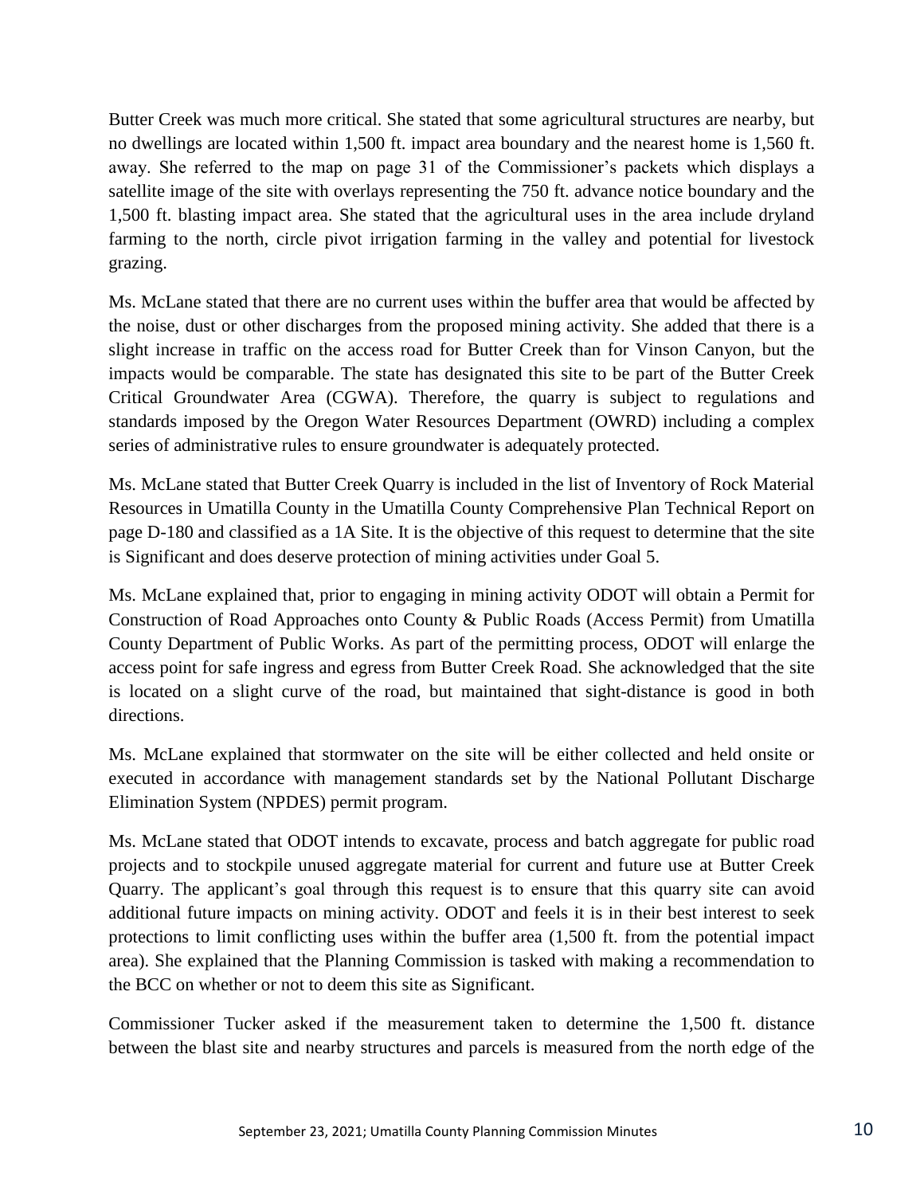Butter Creek was much more critical. She stated that some agricultural structures are nearby, but no dwellings are located within 1,500 ft. impact area boundary and the nearest home is 1,560 ft. away. She referred to the map on page 31 of the Commissioner's packets which displays a satellite image of the site with overlays representing the 750 ft. advance notice boundary and the 1,500 ft. blasting impact area. She stated that the agricultural uses in the area include dryland farming to the north, circle pivot irrigation farming in the valley and potential for livestock grazing.

Ms. McLane stated that there are no current uses within the buffer area that would be affected by the noise, dust or other discharges from the proposed mining activity. She added that there is a slight increase in traffic on the access road for Butter Creek than for Vinson Canyon, but the impacts would be comparable. The state has designated this site to be part of the Butter Creek Critical Groundwater Area (CGWA). Therefore, the quarry is subject to regulations and standards imposed by the Oregon Water Resources Department (OWRD) including a complex series of administrative rules to ensure groundwater is adequately protected.

Ms. McLane stated that Butter Creek Quarry is included in the list of Inventory of Rock Material Resources in Umatilla County in the Umatilla County Comprehensive Plan Technical Report on page D-180 and classified as a 1A Site. It is the objective of this request to determine that the site is Significant and does deserve protection of mining activities under Goal 5.

Ms. McLane explained that, prior to engaging in mining activity ODOT will obtain a Permit for Construction of Road Approaches onto County & Public Roads (Access Permit) from Umatilla County Department of Public Works. As part of the permitting process, ODOT will enlarge the access point for safe ingress and egress from Butter Creek Road. She acknowledged that the site is located on a slight curve of the road, but maintained that sight-distance is good in both directions.

Ms. McLane explained that stormwater on the site will be either collected and held onsite or executed in accordance with management standards set by the National Pollutant Discharge Elimination System (NPDES) permit program.

Ms. McLane stated that ODOT intends to excavate, process and batch aggregate for public road projects and to stockpile unused aggregate material for current and future use at Butter Creek Quarry. The applicant's goal through this request is to ensure that this quarry site can avoid additional future impacts on mining activity. ODOT and feels it is in their best interest to seek protections to limit conflicting uses within the buffer area (1,500 ft. from the potential impact area). She explained that the Planning Commission is tasked with making a recommendation to the BCC on whether or not to deem this site as Significant.

Commissioner Tucker asked if the measurement taken to determine the 1,500 ft. distance between the blast site and nearby structures and parcels is measured from the north edge of the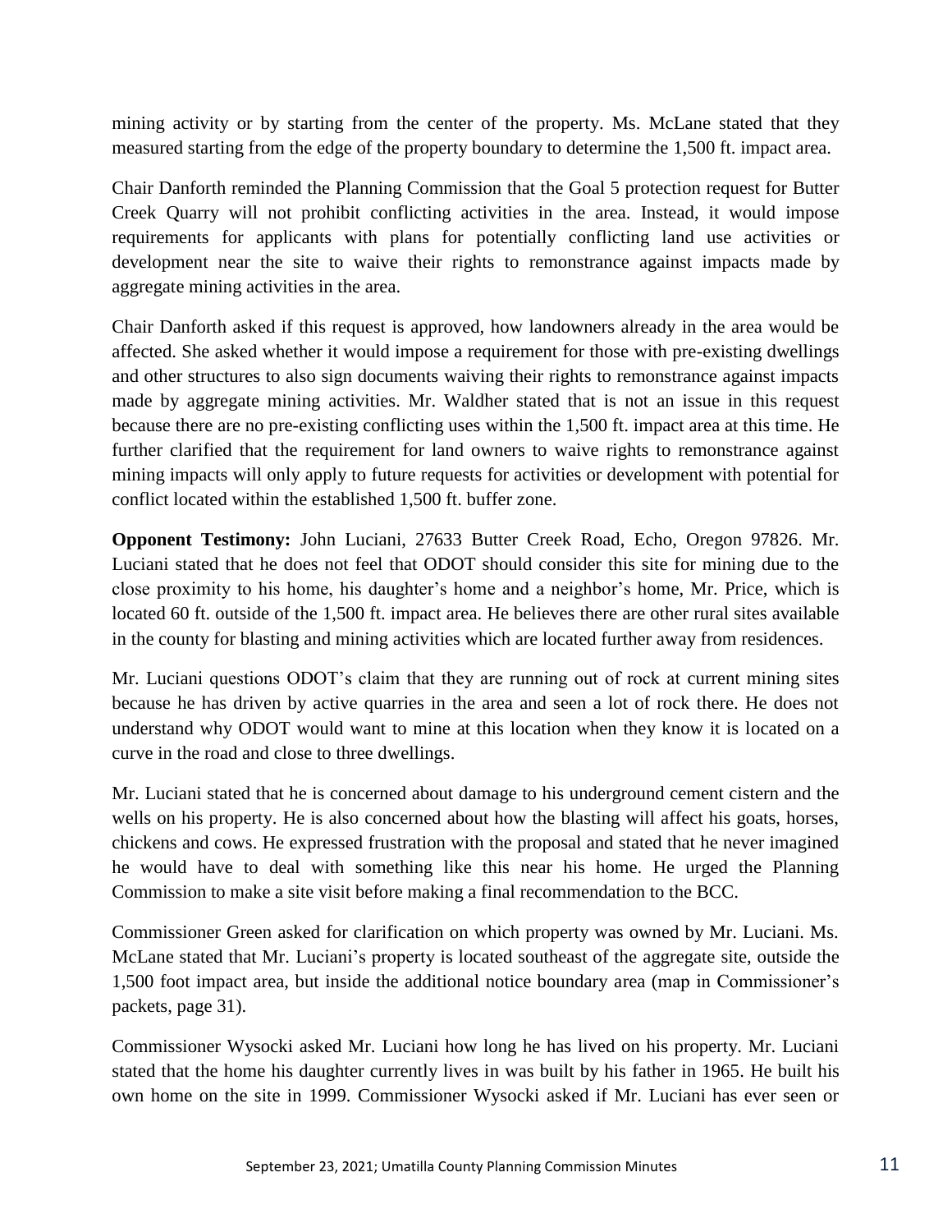mining activity or by starting from the center of the property. Ms. McLane stated that they measured starting from the edge of the property boundary to determine the 1,500 ft. impact area.

Chair Danforth reminded the Planning Commission that the Goal 5 protection request for Butter Creek Quarry will not prohibit conflicting activities in the area. Instead, it would impose requirements for applicants with plans for potentially conflicting land use activities or development near the site to waive their rights to remonstrance against impacts made by aggregate mining activities in the area.

Chair Danforth asked if this request is approved, how landowners already in the area would be affected. She asked whether it would impose a requirement for those with pre-existing dwellings and other structures to also sign documents waiving their rights to remonstrance against impacts made by aggregate mining activities. Mr. Waldher stated that is not an issue in this request because there are no pre-existing conflicting uses within the 1,500 ft. impact area at this time. He further clarified that the requirement for land owners to waive rights to remonstrance against mining impacts will only apply to future requests for activities or development with potential for conflict located within the established 1,500 ft. buffer zone.

**Opponent Testimony:** John Luciani, 27633 Butter Creek Road, Echo, Oregon 97826. Mr. Luciani stated that he does not feel that ODOT should consider this site for mining due to the close proximity to his home, his daughter's home and a neighbor's home, Mr. Price, which is located 60 ft. outside of the 1,500 ft. impact area. He believes there are other rural sites available in the county for blasting and mining activities which are located further away from residences.

Mr. Luciani questions ODOT's claim that they are running out of rock at current mining sites because he has driven by active quarries in the area and seen a lot of rock there. He does not understand why ODOT would want to mine at this location when they know it is located on a curve in the road and close to three dwellings.

Mr. Luciani stated that he is concerned about damage to his underground cement cistern and the wells on his property. He is also concerned about how the blasting will affect his goats, horses, chickens and cows. He expressed frustration with the proposal and stated that he never imagined he would have to deal with something like this near his home. He urged the Planning Commission to make a site visit before making a final recommendation to the BCC.

Commissioner Green asked for clarification on which property was owned by Mr. Luciani. Ms. McLane stated that Mr. Luciani's property is located southeast of the aggregate site, outside the 1,500 foot impact area, but inside the additional notice boundary area (map in Commissioner's packets, page 31).

Commissioner Wysocki asked Mr. Luciani how long he has lived on his property. Mr. Luciani stated that the home his daughter currently lives in was built by his father in 1965. He built his own home on the site in 1999. Commissioner Wysocki asked if Mr. Luciani has ever seen or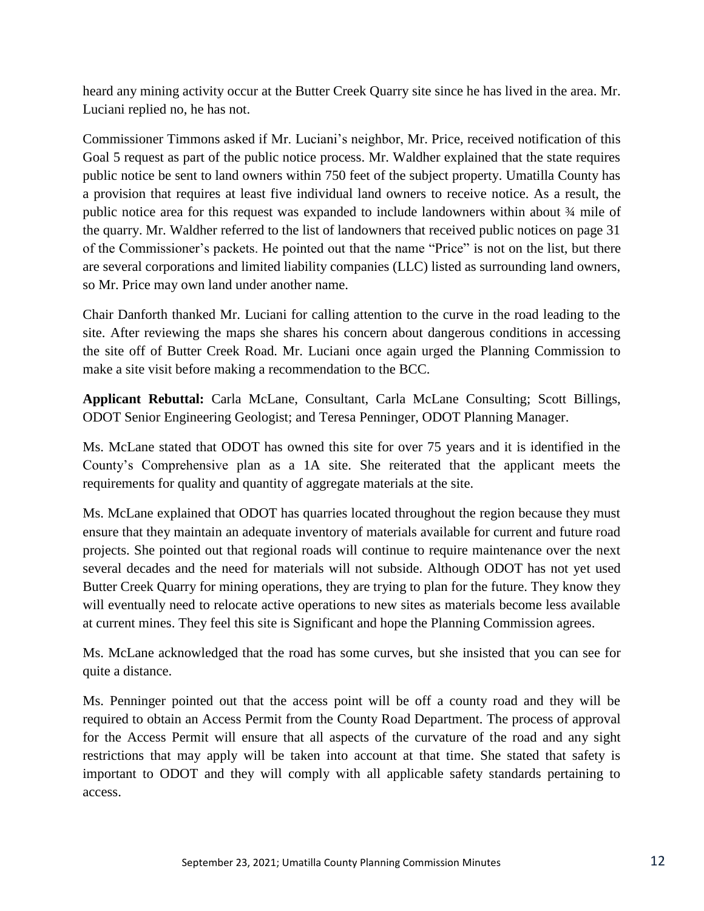heard any mining activity occur at the Butter Creek Quarry site since he has lived in the area. Mr. Luciani replied no, he has not.

Commissioner Timmons asked if Mr. Luciani's neighbor, Mr. Price, received notification of this Goal 5 request as part of the public notice process. Mr. Waldher explained that the state requires public notice be sent to land owners within 750 feet of the subject property. Umatilla County has a provision that requires at least five individual land owners to receive notice. As a result, the public notice area for this request was expanded to include landowners within about ¾ mile of the quarry. Mr. Waldher referred to the list of landowners that received public notices on page 31 of the Commissioner's packets. He pointed out that the name "Price" is not on the list, but there are several corporations and limited liability companies (LLC) listed as surrounding land owners, so Mr. Price may own land under another name.

Chair Danforth thanked Mr. Luciani for calling attention to the curve in the road leading to the site. After reviewing the maps she shares his concern about dangerous conditions in accessing the site off of Butter Creek Road. Mr. Luciani once again urged the Planning Commission to make a site visit before making a recommendation to the BCC.

**Applicant Rebuttal:** Carla McLane, Consultant, Carla McLane Consulting; Scott Billings, ODOT Senior Engineering Geologist; and Teresa Penninger, ODOT Planning Manager.

Ms. McLane stated that ODOT has owned this site for over 75 years and it is identified in the County's Comprehensive plan as a 1A site. She reiterated that the applicant meets the requirements for quality and quantity of aggregate materials at the site.

Ms. McLane explained that ODOT has quarries located throughout the region because they must ensure that they maintain an adequate inventory of materials available for current and future road projects. She pointed out that regional roads will continue to require maintenance over the next several decades and the need for materials will not subside. Although ODOT has not yet used Butter Creek Quarry for mining operations, they are trying to plan for the future. They know they will eventually need to relocate active operations to new sites as materials become less available at current mines. They feel this site is Significant and hope the Planning Commission agrees.

Ms. McLane acknowledged that the road has some curves, but she insisted that you can see for quite a distance.

Ms. Penninger pointed out that the access point will be off a county road and they will be required to obtain an Access Permit from the County Road Department. The process of approval for the Access Permit will ensure that all aspects of the curvature of the road and any sight restrictions that may apply will be taken into account at that time. She stated that safety is important to ODOT and they will comply with all applicable safety standards pertaining to access.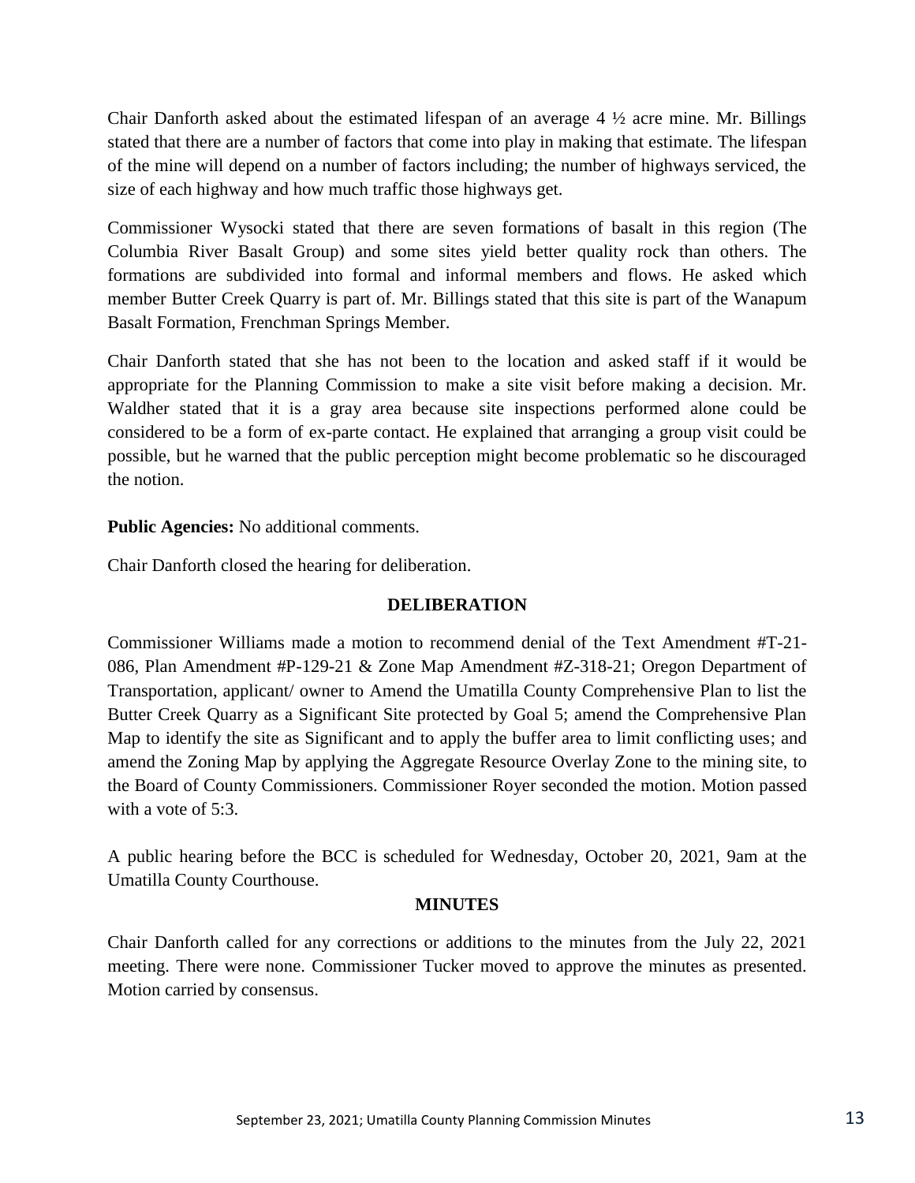Chair Danforth asked about the estimated lifespan of an average 4 ½ acre mine. Mr. Billings stated that there are a number of factors that come into play in making that estimate. The lifespan of the mine will depend on a number of factors including; the number of highways serviced, the size of each highway and how much traffic those highways get.

Commissioner Wysocki stated that there are seven formations of basalt in this region (The Columbia River Basalt Group) and some sites yield better quality rock than others. The formations are subdivided into formal and informal members and flows. He asked which member Butter Creek Quarry is part of. Mr. Billings stated that this site is part of the Wanapum Basalt Formation, Frenchman Springs Member.

Chair Danforth stated that she has not been to the location and asked staff if it would be appropriate for the Planning Commission to make a site visit before making a decision. Mr. Waldher stated that it is a gray area because site inspections performed alone could be considered to be a form of ex-parte contact. He explained that arranging a group visit could be possible, but he warned that the public perception might become problematic so he discouraged the notion.

**Public Agencies:** No additional comments.

Chair Danforth closed the hearing for deliberation.

## DELIBERATION

Commissioner Williams made a motion to recommend denial of the Text Amendment #T-21-086, Plan Amendment #P-129-21 & Zone Map Amendment #Z-318-21; Oregon Department of Transportation, applicant/ owner to Amend the Umatilla County Comprehensive Plan to list the Butter Creek Quarry as a Significant Site protected by Goal 5; amend the Comprehensive Plan Map to identify the site as Significant and to apply the buffer area to limit conflicting uses; and amend the Zoning Map by applying the Aggregate Resource Overlay Zone to the mining site, to the Board of County Commissioners. Commissioner Royer seconded the motion. Motion passed with a vote of 5:3.

A public hearing before the BCC is scheduled for Wednesday, October 20, 2021, 9am at the Umatilla County Courthouse.

## MINUTES

Chair Danforth called for any corrections or additions to the minutes from the July 22, 2021 meeting. There were none. Commissioner Tucker moved to approve the minutes as presented. Motion carried by consensus.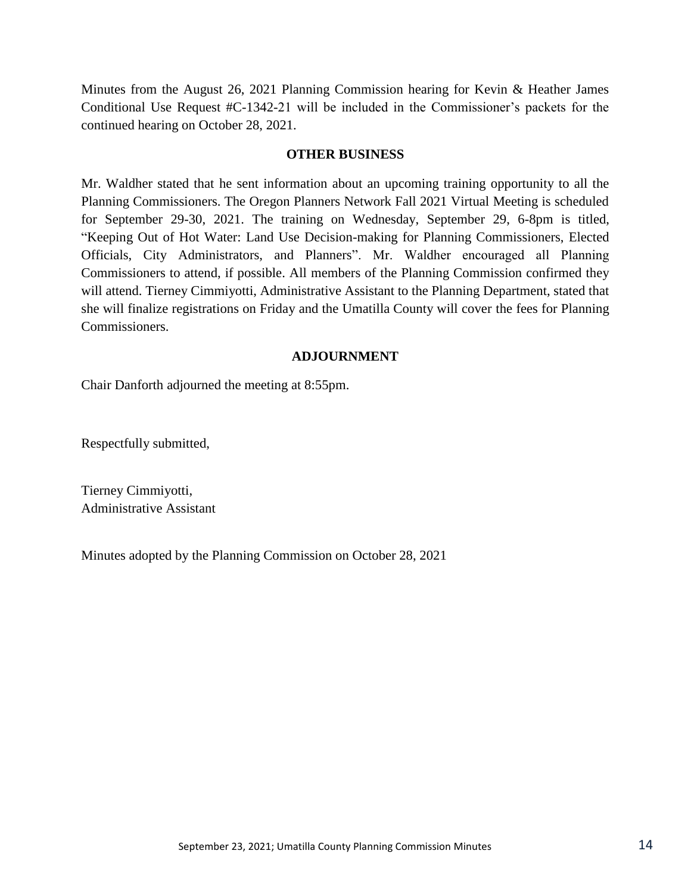Minutes from the August 26, 2021 Planning Commission hearing for Kevin & Heather James Conditional Use Request #C-1342-21 will be included in the Commissioner's packets for the continued hearing on October 28, 2021.

## OTHER BUSINESS

Mr. Waldher stated that he sent information about an upcoming training opportunity to all the Planning Commissioners. The Oregon Planners Network Fall 2021 Virtual Meeting is scheduled for September 29-30, 2021. The training on Wednesday, September 29, 6-8pm is titled, "Keeping Out of Hot Water: Land Use Decision-making for Planning Commissioners, Elected Officials, City Administrators, and Planners". Mr. Waldher encouraged all Planning Commissioners to attend, if possible. All members of the Planning Commission confirmed they will attend. Tierney Cimmiyotti, Administrative Assistant to the Planning Department, stated that she will finalize registrations on Friday and the Umatilla County will cover the fees for Planning Commissioners.

## ADJOURNMENT

Chair Danforth adjourned the meeting at 8:55pm.

Respectfully submitted,

Tierney Cimmiyotti,
Administrative Assistant

Minutes adopted by the Planning Commission on October 28, 2021